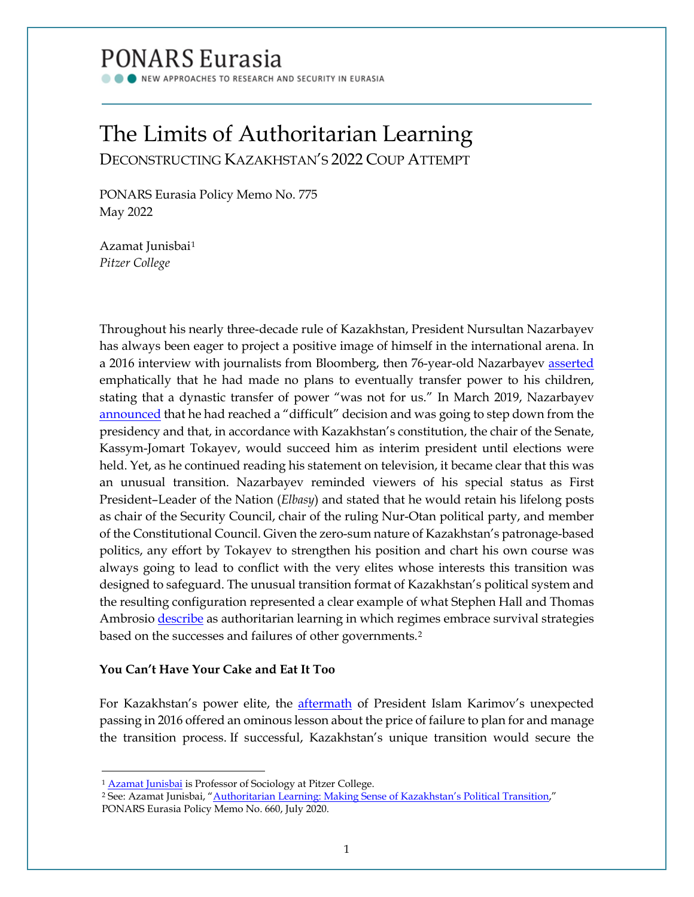PONARS Eurasia

NEW APPROACHES TO RESEARCH AND SECURITY IN EURASIA

# The Limits of Authoritarian Learning

## DECONSTRUCTING KAZAKHSTAN'S 2022 COUP ATTEMPT

PONARS Eurasia Policy Memo No. 775
May 2022

Azamat Junisbai[1]
*Pitzer College*

Throughout his nearly three-decade rule of Kazakhstan, President Nursultan Nazarbayev has always been eager to project a positive image of himself in the international arena. In a 2016 interview with journalists from Bloomberg, then 76-year-old Nazarbayev asserted emphatically that he had made no plans to eventually transfer power to his children, stating that a dynastic transfer of power "was not for us." In March 2019, Nazarbayev announced that he had reached a "difficult" decision and was going to step down from the presidency and that, in accordance with Kazakhstan's constitution, the chair of the Senate, Kassym-Jomart Tokayev, would succeed him as interim president until elections were held. Yet, as he continued reading his statement on television, it became clear that this was an unusual transition. Nazarbayev reminded viewers of his special status as First President–Leader of the Nation (*Elbasy*) and stated that he would retain his lifelong posts as chair of the Security Council, chair of the ruling Nur-Otan political party, and member of the Constitutional Council. Given the zero-sum nature of Kazakhstan's patronage-based politics, any effort by Tokayev to strengthen his position and chart his own course was always going to lead to conflict with the very elites whose interests this transition was designed to safeguard. The unusual transition format of Kazakhstan's political system and the resulting configuration represented a clear example of what Stephen Hall and Thomas Ambrosio describe as authoritarian learning in which regimes embrace survival strategies based on the successes and failures of other governments.[2]

**You Can't Have Your Cake and Eat It Too**

For Kazakhstan's power elite, the aftermath of President Islam Karimov's unexpected passing in 2016 offered an ominous lesson about the price of failure to plan for and manage the transition process. If successful, Kazakhstan's unique transition would secure the

---

[1] Azamat Junisbai is Professor of Sociology at Pitzer College.

[2] See: Azamat Junisbai, "Authoritarian Learning: Making Sense of Kazakhstan's Political Transition," PONARS Eurasia Policy Memo No. 660, July 2020.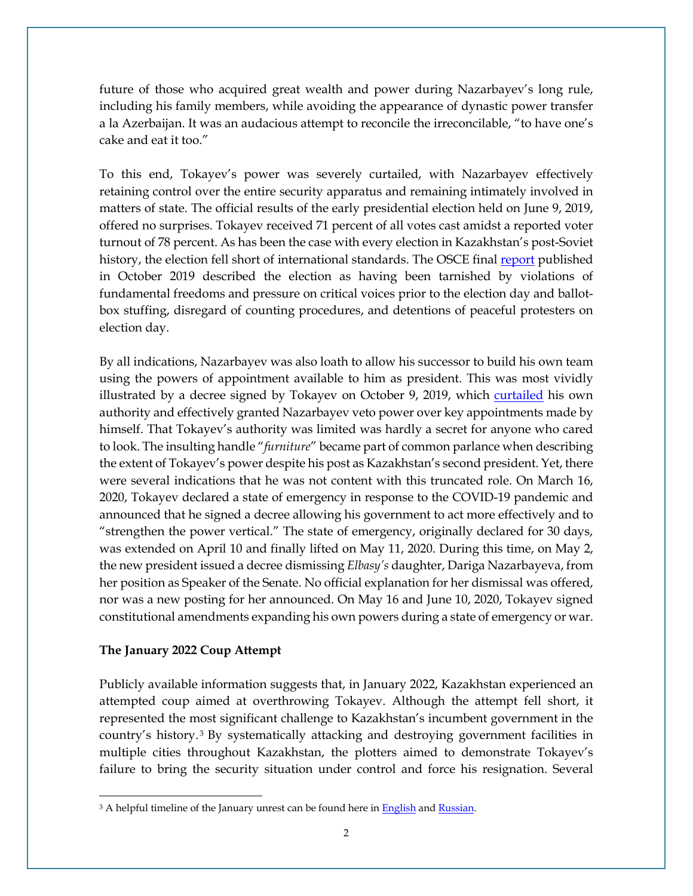future of those who acquired great wealth and power during Nazarbayev's long rule, including his family members, while avoiding the appearance of dynastic power transfer a la Azerbaijan. It was an audacious attempt to reconcile the irreconcilable, "to have one's cake and eat it too."

To this end, Tokayev's power was severely curtailed, with Nazarbayev effectively retaining control over the entire security apparatus and remaining intimately involved in matters of state. The official results of the early presidential election held on June 9, 2019, offered no surprises. Tokayev received 71 percent of all votes cast amidst a reported voter turnout of 78 percent. As has been the case with every election in Kazakhstan's post-Soviet history, the election fell short of international standards. The OSCE final report published in October 2019 described the election as having been tarnished by violations of fundamental freedoms and pressure on critical voices prior to the election day and ballot-box stuffing, disregard of counting procedures, and detentions of peaceful protesters on election day.

By all indications, Nazarbayev was also loath to allow his successor to build his own team using the powers of appointment available to him as president. This was most vividly illustrated by a decree signed by Tokayev on October 9, 2019, which curtailed his own authority and effectively granted Nazarbayev veto power over key appointments made by himself. That Tokayev's authority was limited was hardly a secret for anyone who cared to look. The insulting handle "*furniture*" became part of common parlance when describing the extent of Tokayev's power despite his post as Kazakhstan's second president. Yet, there were several indications that he was not content with this truncated role. On March 16, 2020, Tokayev declared a state of emergency in response to the COVID-19 pandemic and announced that he signed a decree allowing his government to act more effectively and to "strengthen the power vertical." The state of emergency, originally declared for 30 days, was extended on April 10 and finally lifted on May 11, 2020. During this time, on May 2, the new president issued a decree dismissing *Elbasy's* daughter, Dariga Nazarbayeva, from her position as Speaker of the Senate. No official explanation for her dismissal was offered, nor was a new posting for her announced. On May 16 and June 10, 2020, Tokayev signed constitutional amendments expanding his own powers during a state of emergency or war.

**The January 2022 Coup Attempt**

Publicly available information suggests that, in January 2022, Kazakhstan experienced an attempted coup aimed at overthrowing Tokayev. Although the attempt fell short, it represented the most significant challenge to Kazakhstan's incumbent government in the country's history.[3] By systematically attacking and destroying government facilities in multiple cities throughout Kazakhstan, the plotters aimed to demonstrate Tokayev's failure to bring the security situation under control and force his resignation. Several

[3] A helpful timeline of the January unrest can be found here in English and Russian.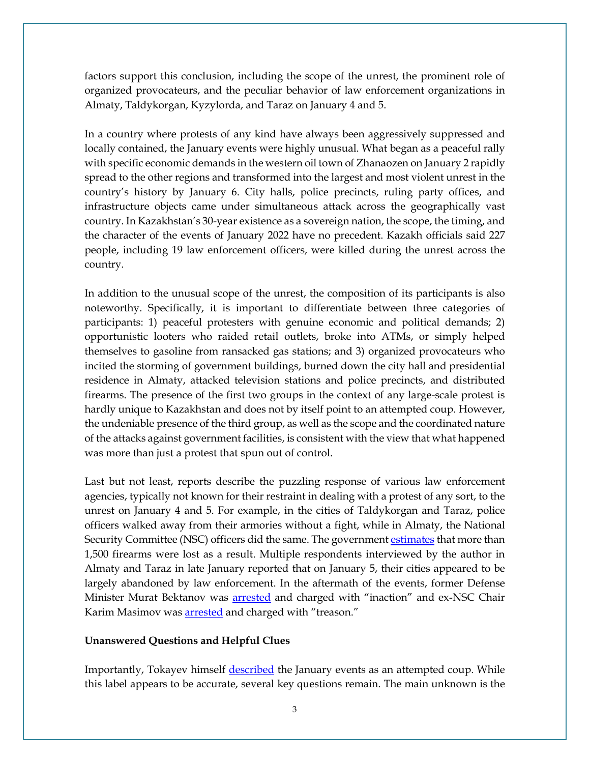factors support this conclusion, including the scope of the unrest, the prominent role of organized provocateurs, and the peculiar behavior of law enforcement organizations in Almaty, Taldykorgan, Kyzylorda, and Taraz on January 4 and 5.

In a country where protests of any kind have always been aggressively suppressed and locally contained, the January events were highly unusual. What began as a peaceful rally with specific economic demands in the western oil town of Zhanaozen on January 2 rapidly spread to the other regions and transformed into the largest and most violent unrest in the country's history by January 6. City halls, police precincts, ruling party offices, and infrastructure objects came under simultaneous attack across the geographically vast country. In Kazakhstan's 30-year existence as a sovereign nation, the scope, the timing, and the character of the events of January 2022 have no precedent. Kazakh officials said 227 people, including 19 law enforcement officers, were killed during the unrest across the country.

In addition to the unusual scope of the unrest, the composition of its participants is also noteworthy. Specifically, it is important to differentiate between three categories of participants: 1) peaceful protesters with genuine economic and political demands; 2) opportunistic looters who raided retail outlets, broke into ATMs, or simply helped themselves to gasoline from ransacked gas stations; and 3) organized provocateurs who incited the storming of government buildings, burned down the city hall and presidential residence in Almaty, attacked television stations and police precincts, and distributed firearms. The presence of the first two groups in the context of any large-scale protest is hardly unique to Kazakhstan and does not by itself point to an attempted coup. However, the undeniable presence of the third group, as well as the scope and the coordinated nature of the attacks against government facilities, is consistent with the view that what happened was more than just a protest that spun out of control.

Last but not least, reports describe the puzzling response of various law enforcement agencies, typically not known for their restraint in dealing with a protest of any sort, to the unrest on January 4 and 5. For example, in the cities of Taldykorgan and Taraz, police officers walked away from their armories without a fight, while in Almaty, the National Security Committee (NSC) officers did the same. The government estimates that more than 1,500 firearms were lost as a result. Multiple respondents interviewed by the author in Almaty and Taraz in late January reported that on January 5, their cities appeared to be largely abandoned by law enforcement. In the aftermath of the events, former Defense Minister Murat Bektanov was arrested and charged with "inaction" and ex-NSC Chair Karim Masimov was arrested and charged with "treason."

**Unanswered Questions and Helpful Clues**

Importantly, Tokayev himself described the January events as an attempted coup. While this label appears to be accurate, several key questions remain. The main unknown is the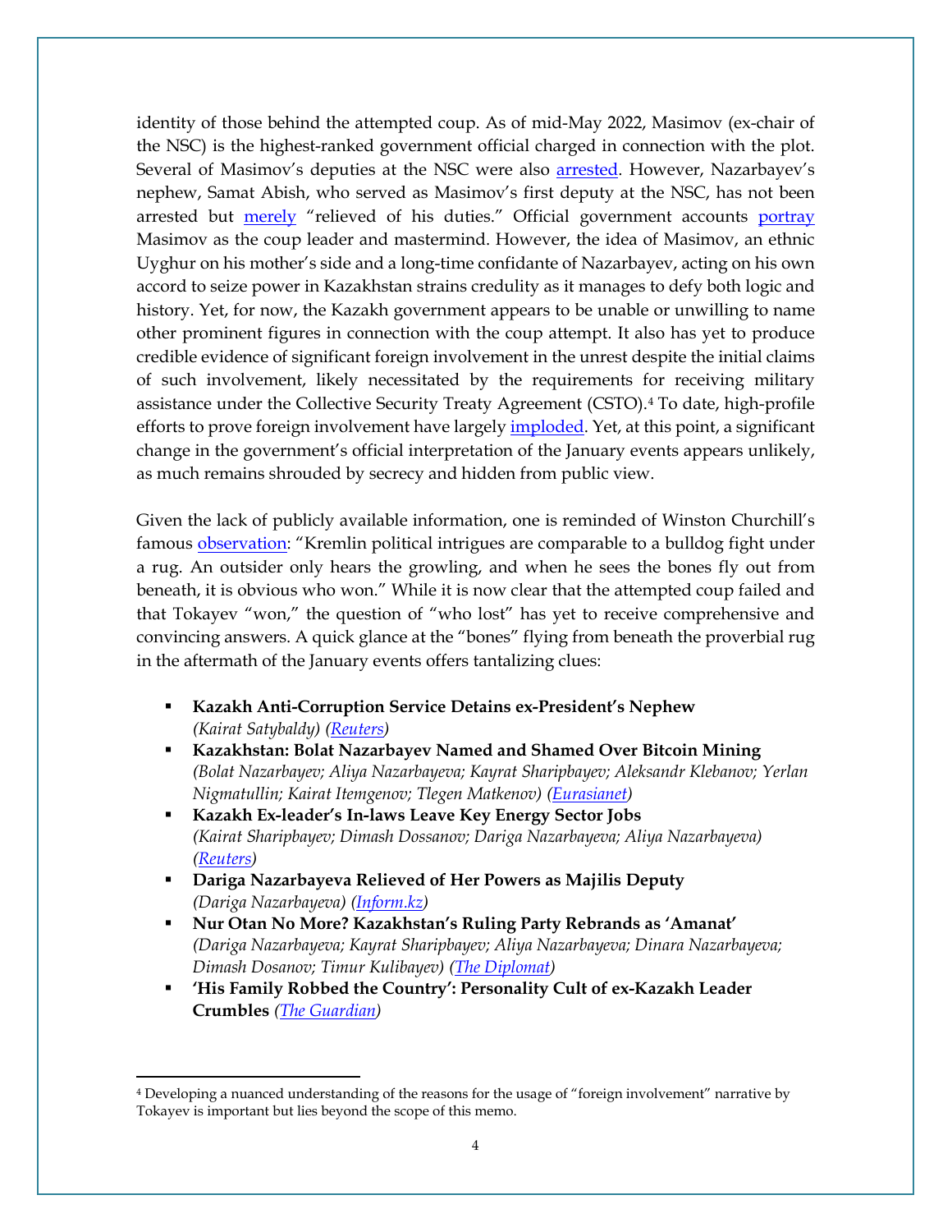identity of those behind the attempted coup. As of mid-May 2022, Masimov (ex-chair of the NSC) is the highest-ranked government official charged in connection with the plot. Several of Masimov's deputies at the NSC were also arrested. However, Nazarbayev's nephew, Samat Abish, who served as Masimov's first deputy at the NSC, has not been arrested but merely "relieved of his duties." Official government accounts portray Masimov as the coup leader and mastermind. However, the idea of Masimov, an ethnic Uyghur on his mother's side and a long-time confidante of Nazarbayev, acting on his own accord to seize power in Kazakhstan strains credulity as it manages to defy both logic and history. Yet, for now, the Kazakh government appears to be unable or unwilling to name other prominent figures in connection with the coup attempt. It also has yet to produce credible evidence of significant foreign involvement in the unrest despite the initial claims of such involvement, likely necessitated by the requirements for receiving military assistance under the Collective Security Treaty Agreement (CSTO).[4] To date, high-profile efforts to prove foreign involvement have largely imploded. Yet, at this point, a significant change in the government's official interpretation of the January events appears unlikely, as much remains shrouded by secrecy and hidden from public view.

Given the lack of publicly available information, one is reminded of Winston Churchill's famous observation: "Kremlin political intrigues are comparable to a bulldog fight under a rug. An outsider only hears the growling, and when he sees the bones fly out from beneath, it is obvious who won." While it is now clear that the attempted coup failed and that Tokayev "won," the question of "who lost" has yet to receive comprehensive and convincing answers. A quick glance at the "bones" flying from beneath the proverbial rug in the aftermath of the January events offers tantalizing clues:

- **Kazakh Anti-Corruption Service Detains ex-President's Nephew** *(Kairat Satybaldy) (Reuters)*
- **Kazakhstan: Bolat Nazarbayev Named and Shamed Over Bitcoin Mining** *(Bolat Nazarbayev; Aliya Nazarbayeva; Kayrat Sharipbayev; Aleksandr Klebanov; Yerlan Nigmatullin; Kairat Itemgenov; Tlegen Matkenov) (Eurasianet)*
- **Kazakh Ex-leader's In-laws Leave Key Energy Sector Jobs** *(Kairat Sharipbayev; Dimash Dossanov; Dariga Nazarbayeva; Aliya Nazarbayeva) (Reuters)*
- **Dariga Nazarbayeva Relieved of Her Powers as Majilis Deputy** *(Dariga Nazarbayeva) (Inform.kz)*
- **Nur Otan No More? Kazakhstan's Ruling Party Rebrands as 'Amanat'** *(Dariga Nazarbayeva; Kayrat Sharipbayev; Aliya Nazarbayeva; Dinara Nazarbayeva; Dimash Dosanov; Timur Kulibayev) (The Diplomat)*
- **'His Family Robbed the Country': Personality Cult of ex-Kazakh Leader Crumbles** *(The Guardian)*

[4] Developing a nuanced understanding of the reasons for the usage of "foreign involvement" narrative by Tokayev is important but lies beyond the scope of this memo.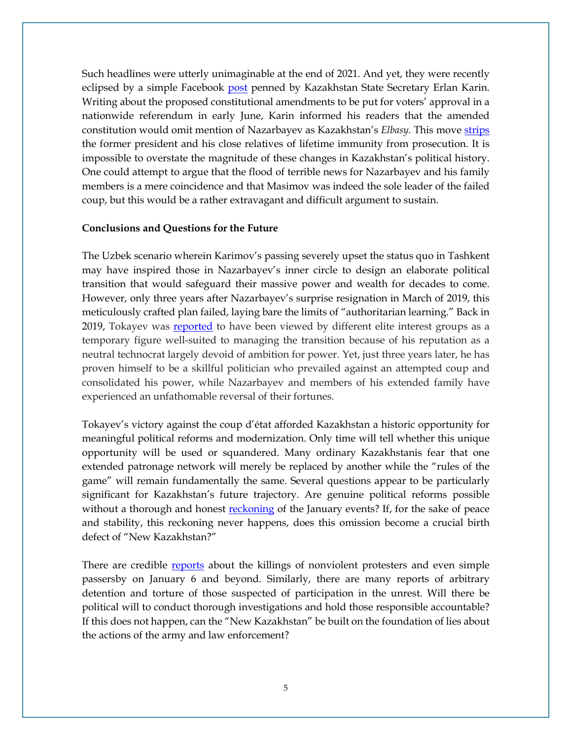Such headlines were utterly unimaginable at the end of 2021. And yet, they were recently eclipsed by a simple Facebook [post](#) penned by Kazakhstan State Secretary Erlan Karin. Writing about the proposed constitutional amendments to be put for voters' approval in a nationwide referendum in early June, Karin informed his readers that the amended constitution would omit mention of Nazarbayev as Kazakhstan's *Elbasy.* This move [strips](#) the former president and his close relatives of lifetime immunity from prosecution. It is impossible to overstate the magnitude of these changes in Kazakhstan's political history. One could attempt to argue that the flood of terrible news for Nazarbayev and his family members is a mere coincidence and that Masimov was indeed the sole leader of the failed coup, but this would be a rather extravagant and difficult argument to sustain.

**Conclusions and Questions for the Future**

The Uzbek scenario wherein Karimov's passing severely upset the status quo in Tashkent may have inspired those in Nazarbayev's inner circle to design an elaborate political transition that would safeguard their massive power and wealth for decades to come. However, only three years after Nazarbayev's surprise resignation in March of 2019, this meticulously crafted plan failed, laying bare the limits of "authoritarian learning." Back in 2019, Tokayev was [reported](#) to have been viewed by different elite interest groups as a temporary figure well-suited to managing the transition because of his reputation as a neutral technocrat largely devoid of ambition for power. Yet, just three years later, he has proven himself to be a skillful politician who prevailed against an attempted coup and consolidated his power, while Nazarbayev and members of his extended family have experienced an unfathomable reversal of their fortunes.

Tokayev's victory against the coup d'état afforded Kazakhstan a historic opportunity for meaningful political reforms and modernization. Only time will tell whether this unique opportunity will be used or squandered. Many ordinary Kazakhstanis fear that one extended patronage network will merely be replaced by another while the "rules of the game" will remain fundamentally the same. Several questions appear to be particularly significant for Kazakhstan's future trajectory. Are genuine political reforms possible without a thorough and honest [reckoning](#) of the January events? If, for the sake of peace and stability, this reckoning never happens, does this omission become a crucial birth defect of "New Kazakhstan?"

There are credible [reports](#) about the killings of nonviolent protesters and even simple passersby on January 6 and beyond. Similarly, there are many reports of arbitrary detention and torture of those suspected of participation in the unrest. Will there be political will to conduct thorough investigations and hold those responsible accountable? If this does not happen, can the "New Kazakhstan" be built on the foundation of lies about the actions of the army and law enforcement?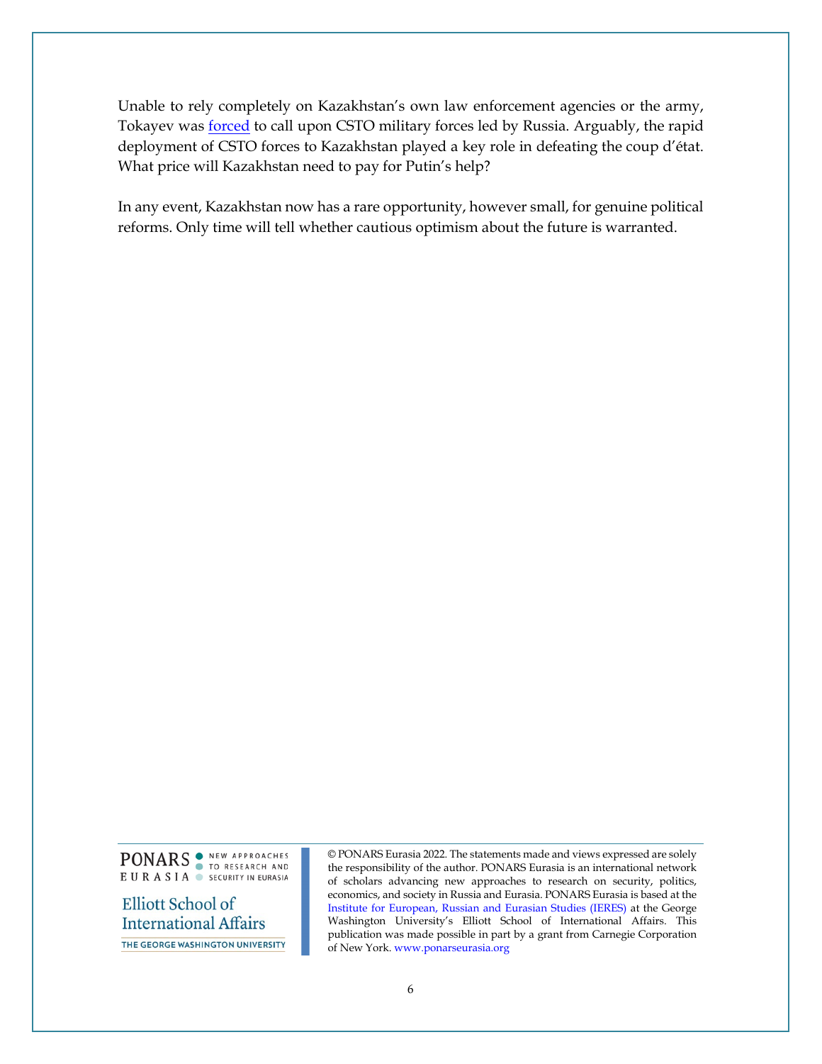Unable to rely completely on Kazakhstan's own law enforcement agencies or the army, Tokayev was forced to call upon CSTO military forces led by Russia. Arguably, the rapid deployment of CSTO forces to Kazakhstan played a key role in defeating the coup d'état. What price will Kazakhstan need to pay for Putin's help?

In any event, Kazakhstan now has a rare opportunity, however small, for genuine political reforms. Only time will tell whether cautious optimism about the future is warranted.

PONARS EURASIA — NEW APPROACHES TO RESEARCH AND SECURITY IN EURASIA

Elliott School of International Affairs
THE GEORGE WASHINGTON UNIVERSITY

© PONARS Eurasia 2022. The statements made and views expressed are solely the responsibility of the author. PONARS Eurasia is an international network of scholars advancing new approaches to research on security, politics, economics, and society in Russia and Eurasia. PONARS Eurasia is based at the Institute for European, Russian and Eurasian Studies (IERES) at the George Washington University's Elliott School of International Affairs. This publication was made possible in part by a grant from Carnegie Corporation of New York. www.ponarseurasia.org